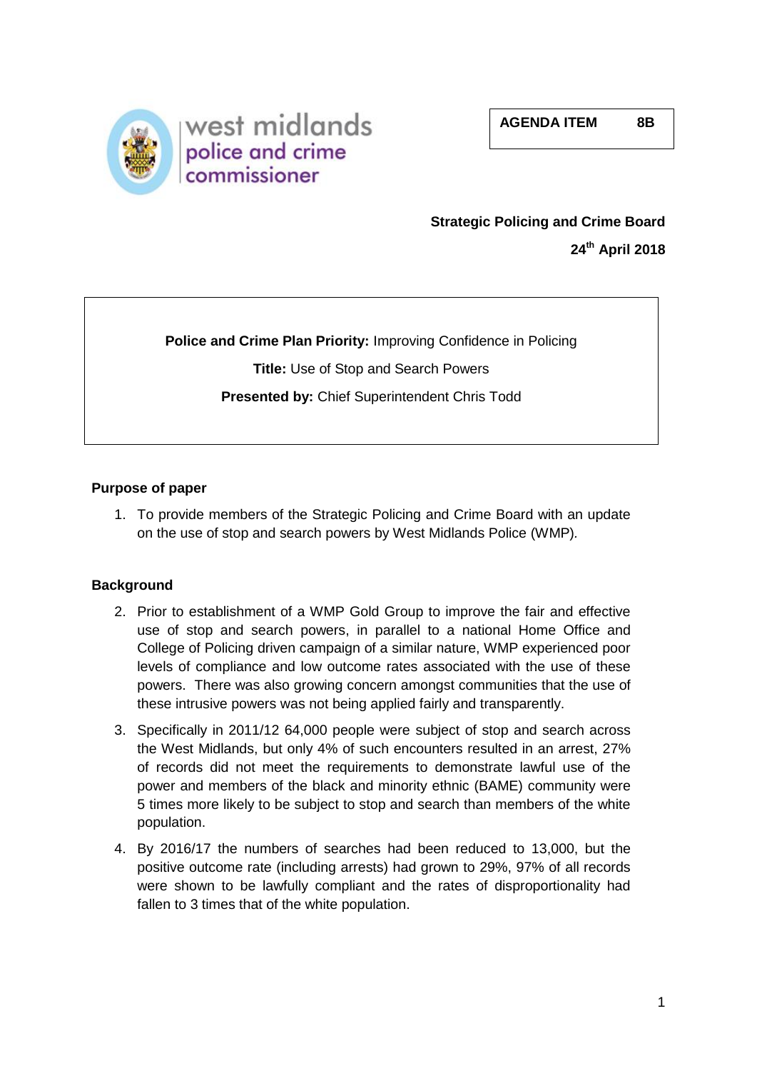west midlands
police and crime
commissioner

**AGENDA ITEM 8B**

**Strategic Policing and Crime Board**

**24th April 2018**

**Police and Crime Plan Priority:** Improving Confidence in Policing

**Title:** Use of Stop and Search Powers

**Presented by:** Chief Superintendent Chris Todd

## Purpose of paper

1. To provide members of the Strategic Policing and Crime Board with an update on the use of stop and search powers by West Midlands Police (WMP).

## Background

2. Prior to establishment of a WMP Gold Group to improve the fair and effective use of stop and search powers, in parallel to a national Home Office and College of Policing driven campaign of a similar nature, WMP experienced poor levels of compliance and low outcome rates associated with the use of these powers. There was also growing concern amongst communities that the use of these intrusive powers was not being applied fairly and transparently.

3. Specifically in 2011/12 64,000 people were subject of stop and search across the West Midlands, but only 4% of such encounters resulted in an arrest, 27% of records did not meet the requirements to demonstrate lawful use of the power and members of the black and minority ethnic (BAME) community were 5 times more likely to be subject to stop and search than members of the white population.

4. By 2016/17 the numbers of searches had been reduced to 13,000, but the positive outcome rate (including arrests) had grown to 29%, 97% of all records were shown to be lawfully compliant and the rates of disproportionality had fallen to 3 times that of the white population.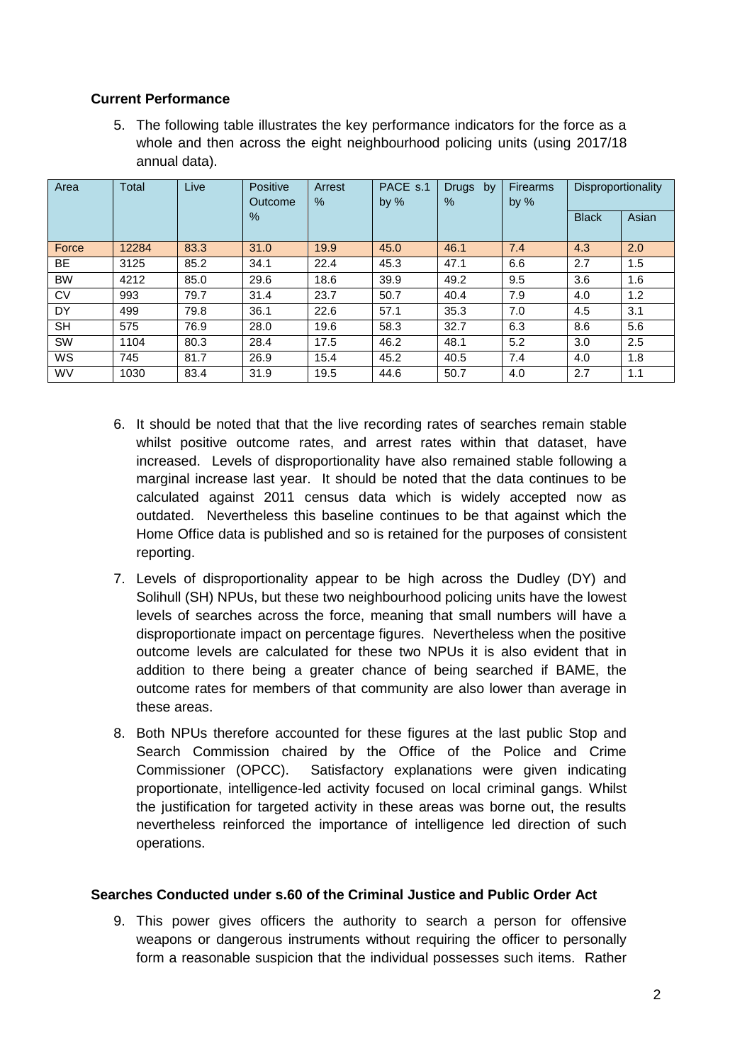**Current Performance**

5. The following table illustrates the key performance indicators for the force as a whole and then across the eight neighbourhood policing units (using 2017/18 annual data).

| Area | Total | Live | Positive Outcome % | Arrest % | PACE s.1 by % | Drugs by % | Firearms by % | Disproportionality | |
|---|---|---|---|---|---|---|---|---|---|
| | | | | | | | | Black | Asian |
| Force | 12284 | 83.3 | 31.0 | 19.9 | 45.0 | 46.1 | 7.4 | 4.3 | 2.0 |
| BE | 3125 | 85.2 | 34.1 | 22.4 | 45.3 | 47.1 | 6.6 | 2.7 | 1.5 |
| BW | 4212 | 85.0 | 29.6 | 18.6 | 39.9 | 49.2 | 9.5 | 3.6 | 1.6 |
| CV | 993 | 79.7 | 31.4 | 23.7 | 50.7 | 40.4 | 7.9 | 4.0 | 1.2 |
| DY | 499 | 79.8 | 36.1 | 22.6 | 57.1 | 35.3 | 7.0 | 4.5 | 3.1 |
| SH | 575 | 76.9 | 28.0 | 19.6 | 58.3 | 32.7 | 6.3 | 8.6 | 5.6 |
| SW | 1104 | 80.3 | 28.4 | 17.5 | 46.2 | 48.1 | 5.2 | 3.0 | 2.5 |
| WS | 745 | 81.7 | 26.9 | 15.4 | 45.2 | 40.5 | 7.4 | 4.0 | 1.8 |
| WV | 1030 | 83.4 | 31.9 | 19.5 | 44.6 | 50.7 | 4.0 | 2.7 | 1.1 |

6. It should be noted that that the live recording rates of searches remain stable whilst positive outcome rates, and arrest rates within that dataset, have increased. Levels of disproportionality have also remained stable following a marginal increase last year. It should be noted that the data continues to be calculated against 2011 census data which is widely accepted now as outdated. Nevertheless this baseline continues to be that against which the Home Office data is published and so is retained for the purposes of consistent reporting.

7. Levels of disproportionality appear to be high across the Dudley (DY) and Solihull (SH) NPUs, but these two neighbourhood policing units have the lowest levels of searches across the force, meaning that small numbers will have a disproportionate impact on percentage figures. Nevertheless when the positive outcome levels are calculated for these two NPUs it is also evident that in addition to there being a greater chance of being searched if BAME, the outcome rates for members of that community are also lower than average in these areas.

8. Both NPUs therefore accounted for these figures at the last public Stop and Search Commission chaired by the Office of the Police and Crime Commissioner (OPCC). Satisfactory explanations were given indicating proportionate, intelligence-led activity focused on local criminal gangs. Whilst the justification for targeted activity in these areas was borne out, the results nevertheless reinforced the importance of intelligence led direction of such operations.

**Searches Conducted under s.60 of the Criminal Justice and Public Order Act**

9. This power gives officers the authority to search a person for offensive weapons or dangerous instruments without requiring the officer to personally form a reasonable suspicion that the individual possesses such items. Rather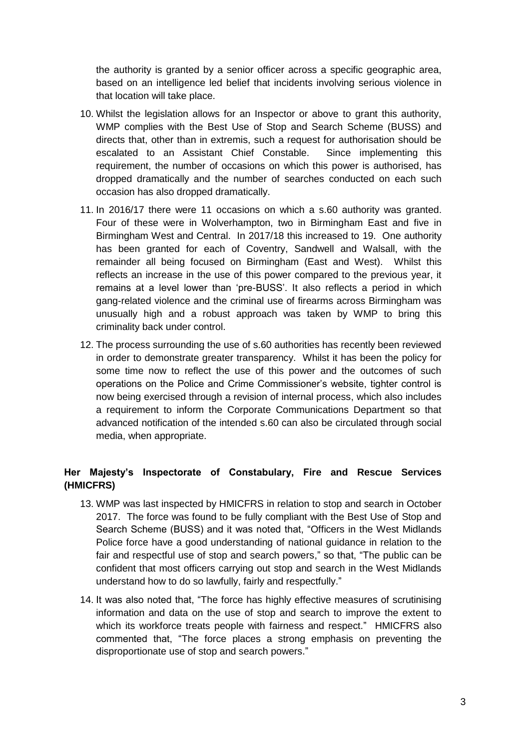the authority is granted by a senior officer across a specific geographic area, based on an intelligence led belief that incidents involving serious violence in that location will take place.

10. Whilst the legislation allows for an Inspector or above to grant this authority, WMP complies with the Best Use of Stop and Search Scheme (BUSS) and directs that, other than in extremis, such a request for authorisation should be escalated to an Assistant Chief Constable. Since implementing this requirement, the number of occasions on which this power is authorised, has dropped dramatically and the number of searches conducted on each such occasion has also dropped dramatically.

11. In 2016/17 there were 11 occasions on which a s.60 authority was granted. Four of these were in Wolverhampton, two in Birmingham East and five in Birmingham West and Central. In 2017/18 this increased to 19. One authority has been granted for each of Coventry, Sandwell and Walsall, with the remainder all being focused on Birmingham (East and West). Whilst this reflects an increase in the use of this power compared to the previous year, it remains at a level lower than 'pre-BUSS'. It also reflects a period in which gang-related violence and the criminal use of firearms across Birmingham was unusually high and a robust approach was taken by WMP to bring this criminality back under control.

12. The process surrounding the use of s.60 authorities has recently been reviewed in order to demonstrate greater transparency. Whilst it has been the policy for some time now to reflect the use of this power and the outcomes of such operations on the Police and Crime Commissioner's website, tighter control is now being exercised through a revision of internal process, which also includes a requirement to inform the Corporate Communications Department so that advanced notification of the intended s.60 can also be circulated through social media, when appropriate.

### Her Majesty's Inspectorate of Constabulary, Fire and Rescue Services (HMICFRS)

13. WMP was last inspected by HMICFRS in relation to stop and search in October 2017. The force was found to be fully compliant with the Best Use of Stop and Search Scheme (BUSS) and it was noted that, "Officers in the West Midlands Police force have a good understanding of national guidance in relation to the fair and respectful use of stop and search powers," so that, "The public can be confident that most officers carrying out stop and search in the West Midlands understand how to do so lawfully, fairly and respectfully."

14. It was also noted that, "The force has highly effective measures of scrutinising information and data on the use of stop and search to improve the extent to which its workforce treats people with fairness and respect." HMICFRS also commented that, "The force places a strong emphasis on preventing the disproportionate use of stop and search powers."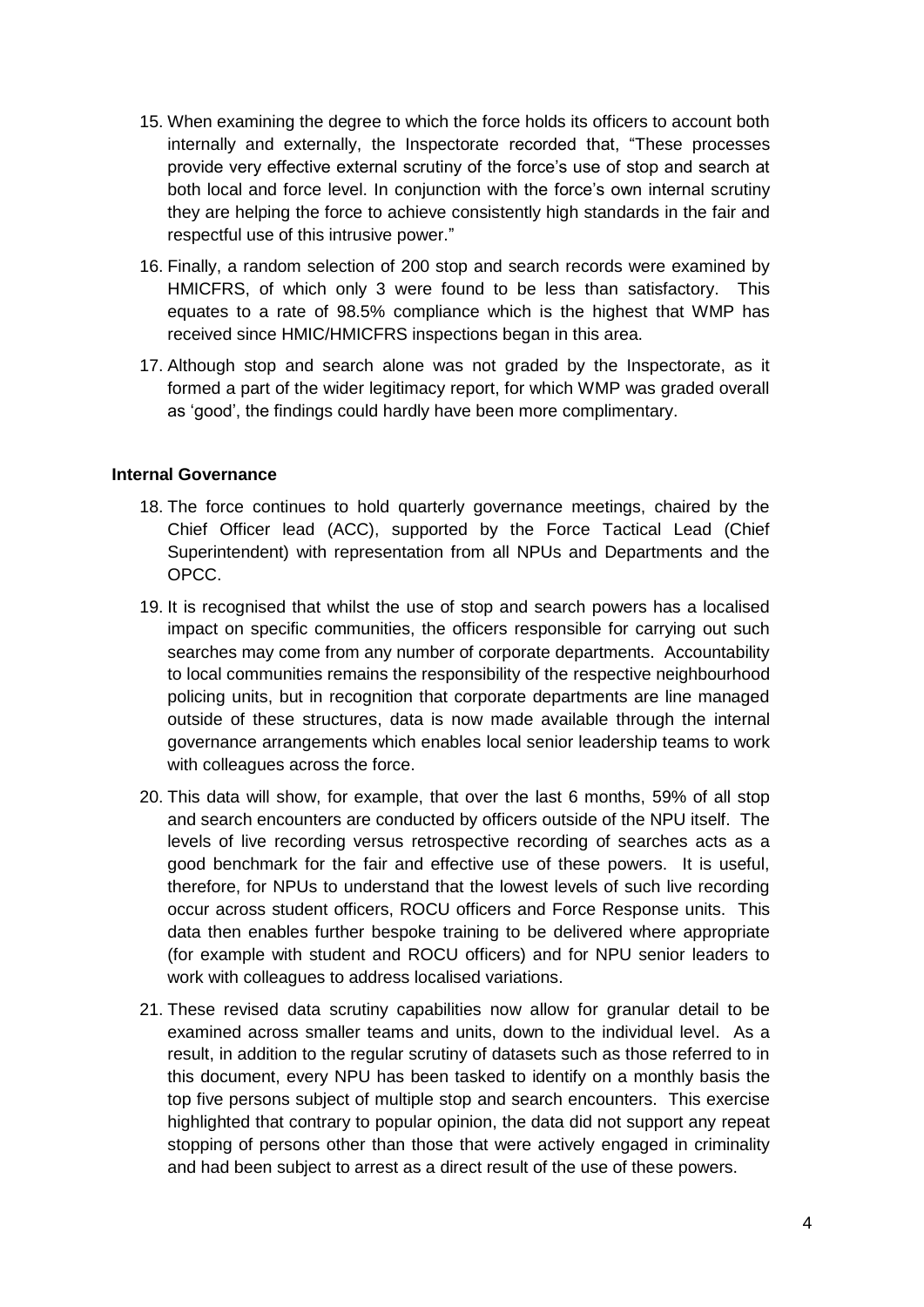15. When examining the degree to which the force holds its officers to account both internally and externally, the Inspectorate recorded that, "These processes provide very effective external scrutiny of the force's use of stop and search at both local and force level. In conjunction with the force's own internal scrutiny they are helping the force to achieve consistently high standards in the fair and respectful use of this intrusive power."

16. Finally, a random selection of 200 stop and search records were examined by HMICFRS, of which only 3 were found to be less than satisfactory. This equates to a rate of 98.5% compliance which is the highest that WMP has received since HMIC/HMICFRS inspections began in this area.

17. Although stop and search alone was not graded by the Inspectorate, as it formed a part of the wider legitimacy report, for which WMP was graded overall as 'good', the findings could hardly have been more complimentary.

**Internal Governance**

18. The force continues to hold quarterly governance meetings, chaired by the Chief Officer lead (ACC), supported by the Force Tactical Lead (Chief Superintendent) with representation from all NPUs and Departments and the OPCC.

19. It is recognised that whilst the use of stop and search powers has a localised impact on specific communities, the officers responsible for carrying out such searches may come from any number of corporate departments. Accountability to local communities remains the responsibility of the respective neighbourhood policing units, but in recognition that corporate departments are line managed outside of these structures, data is now made available through the internal governance arrangements which enables local senior leadership teams to work with colleagues across the force.

20. This data will show, for example, that over the last 6 months, 59% of all stop and search encounters are conducted by officers outside of the NPU itself. The levels of live recording versus retrospective recording of searches acts as a good benchmark for the fair and effective use of these powers. It is useful, therefore, for NPUs to understand that the lowest levels of such live recording occur across student officers, ROCU officers and Force Response units. This data then enables further bespoke training to be delivered where appropriate (for example with student and ROCU officers) and for NPU senior leaders to work with colleagues to address localised variations.

21. These revised data scrutiny capabilities now allow for granular detail to be examined across smaller teams and units, down to the individual level. As a result, in addition to the regular scrutiny of datasets such as those referred to in this document, every NPU has been tasked to identify on a monthly basis the top five persons subject of multiple stop and search encounters. This exercise highlighted that contrary to popular opinion, the data did not support any repeat stopping of persons other than those that were actively engaged in criminality and had been subject to arrest as a direct result of the use of these powers.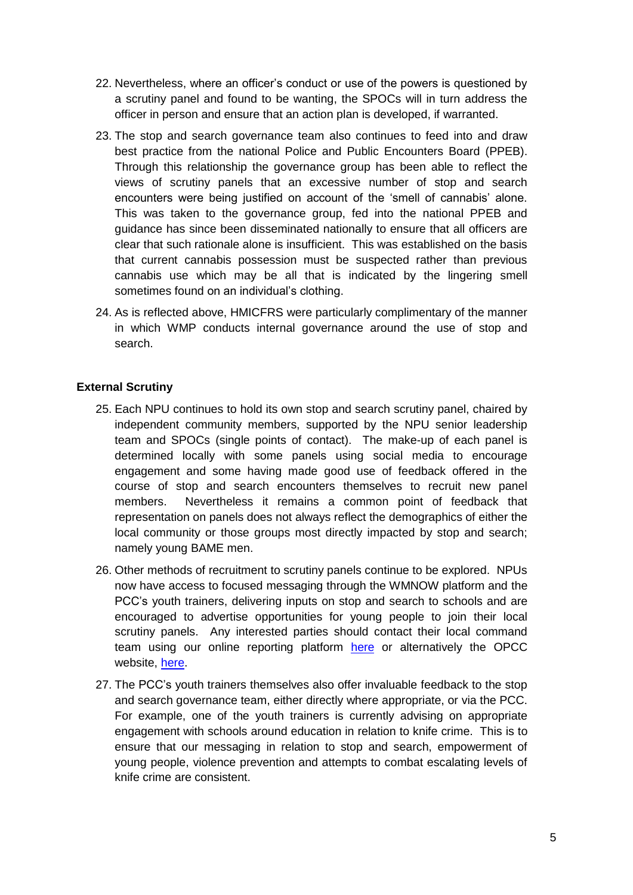22. Nevertheless, where an officer's conduct or use of the powers is questioned by a scrutiny panel and found to be wanting, the SPOCs will in turn address the officer in person and ensure that an action plan is developed, if warranted.

23. The stop and search governance team also continues to feed into and draw best practice from the national Police and Public Encounters Board (PPEB). Through this relationship the governance group has been able to reflect the views of scrutiny panels that an excessive number of stop and search encounters were being justified on account of the 'smell of cannabis' alone. This was taken to the governance group, fed into the national PPEB and guidance has since been disseminated nationally to ensure that all officers are clear that such rationale alone is insufficient. This was established on the basis that current cannabis possession must be suspected rather than previous cannabis use which may be all that is indicated by the lingering smell sometimes found on an individual's clothing.

24. As is reflected above, HMICFRS were particularly complimentary of the manner in which WMP conducts internal governance around the use of stop and search.

**External Scrutiny**

25. Each NPU continues to hold its own stop and search scrutiny panel, chaired by independent community members, supported by the NPU senior leadership team and SPOCs (single points of contact). The make-up of each panel is determined locally with some panels using social media to encourage engagement and some having made good use of feedback offered in the course of stop and search encounters themselves to recruit new panel members. Nevertheless it remains a common point of feedback that representation on panels does not always reflect the demographics of either the local community or those groups most directly impacted by stop and search; namely young BAME men.

26. Other methods of recruitment to scrutiny panels continue to be explored. NPUs now have access to focused messaging through the WMNOW platform and the PCC's youth trainers, delivering inputs on stop and search to schools and are encouraged to advertise opportunities for young people to join their local scrutiny panels. Any interested parties should contact their local command team using our online reporting platform here or alternatively the OPCC website, here.

27. The PCC's youth trainers themselves also offer invaluable feedback to the stop and search governance team, either directly where appropriate, or via the PCC. For example, one of the youth trainers is currently advising on appropriate engagement with schools around education in relation to knife crime. This is to ensure that our messaging in relation to stop and search, empowerment of young people, violence prevention and attempts to combat escalating levels of knife crime are consistent.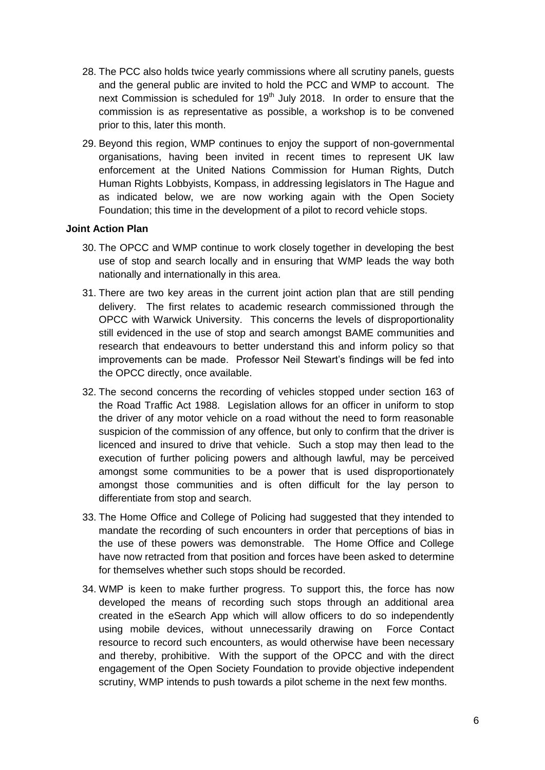28. The PCC also holds twice yearly commissions where all scrutiny panels, guests and the general public are invited to hold the PCC and WMP to account. The next Commission is scheduled for 19th July 2018. In order to ensure that the commission is as representative as possible, a workshop is to be convened prior to this, later this month.

29. Beyond this region, WMP continues to enjoy the support of non-governmental organisations, having been invited in recent times to represent UK law enforcement at the United Nations Commission for Human Rights, Dutch Human Rights Lobbyists, Kompass, in addressing legislators in The Hague and as indicated below, we are now working again with the Open Society Foundation; this time in the development of a pilot to record vehicle stops.

**Joint Action Plan**

30. The OPCC and WMP continue to work closely together in developing the best use of stop and search locally and in ensuring that WMP leads the way both nationally and internationally in this area.

31. There are two key areas in the current joint action plan that are still pending delivery. The first relates to academic research commissioned through the OPCC with Warwick University. This concerns the levels of disproportionality still evidenced in the use of stop and search amongst BAME communities and research that endeavours to better understand this and inform policy so that improvements can be made. Professor Neil Stewart's findings will be fed into the OPCC directly, once available.

32. The second concerns the recording of vehicles stopped under section 163 of the Road Traffic Act 1988. Legislation allows for an officer in uniform to stop the driver of any motor vehicle on a road without the need to form reasonable suspicion of the commission of any offence, but only to confirm that the driver is licenced and insured to drive that vehicle. Such a stop may then lead to the execution of further policing powers and although lawful, may be perceived amongst some communities to be a power that is used disproportionately amongst those communities and is often difficult for the lay person to differentiate from stop and search.

33. The Home Office and College of Policing had suggested that they intended to mandate the recording of such encounters in order that perceptions of bias in the use of these powers was demonstrable. The Home Office and College have now retracted from that position and forces have been asked to determine for themselves whether such stops should be recorded.

34. WMP is keen to make further progress. To support this, the force has now developed the means of recording such stops through an additional area created in the eSearch App which will allow officers to do so independently using mobile devices, without unnecessarily drawing on Force Contact resource to record such encounters, as would otherwise have been necessary and thereby, prohibitive. With the support of the OPCC and with the direct engagement of the Open Society Foundation to provide objective independent scrutiny, WMP intends to push towards a pilot scheme in the next few months.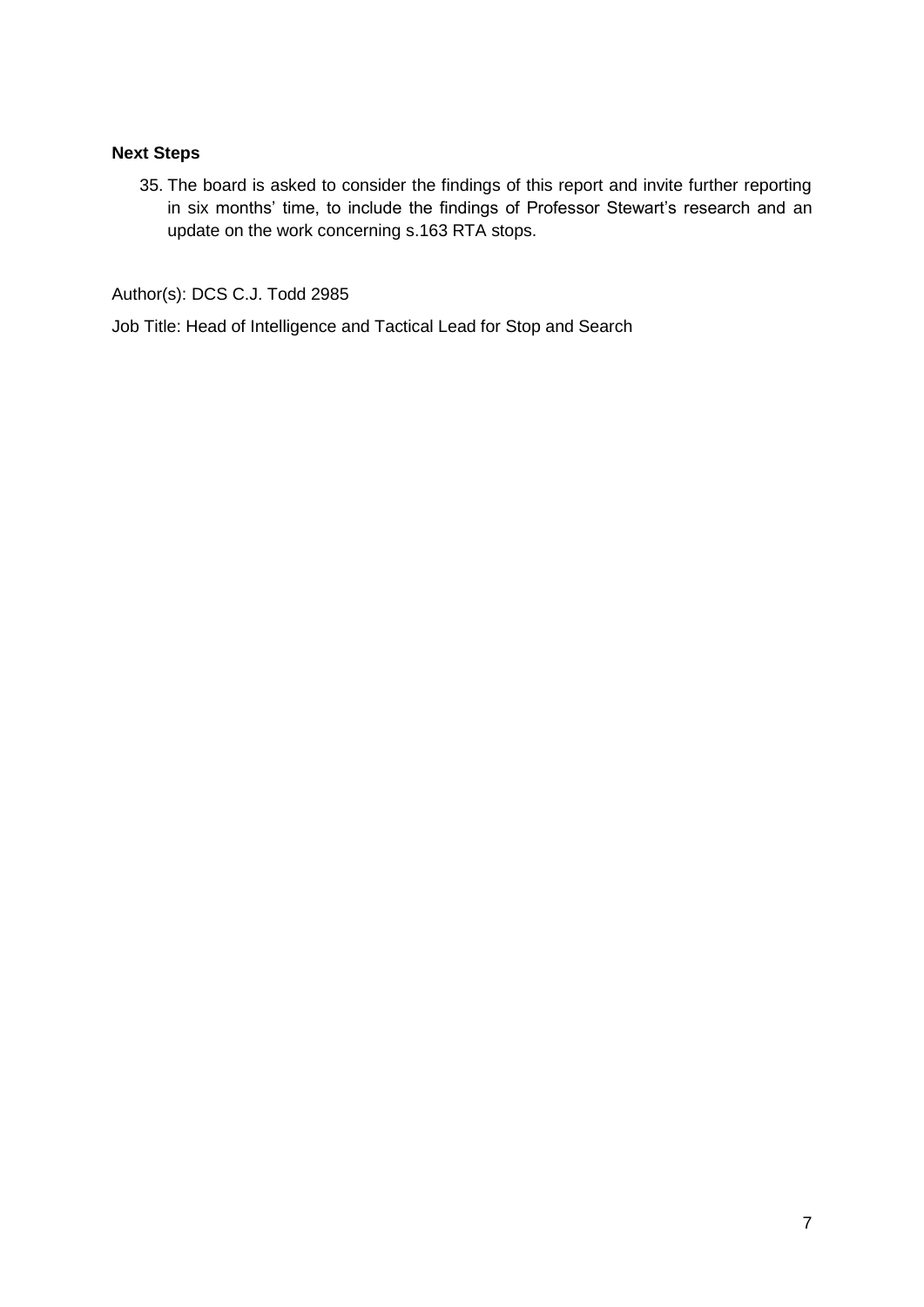**Next Steps**

35. The board is asked to consider the findings of this report and invite further reporting in six months' time, to include the findings of Professor Stewart's research and an update on the work concerning s.163 RTA stops.

Author(s): DCS C.J. Todd 2985

Job Title: Head of Intelligence and Tactical Lead for Stop and Search